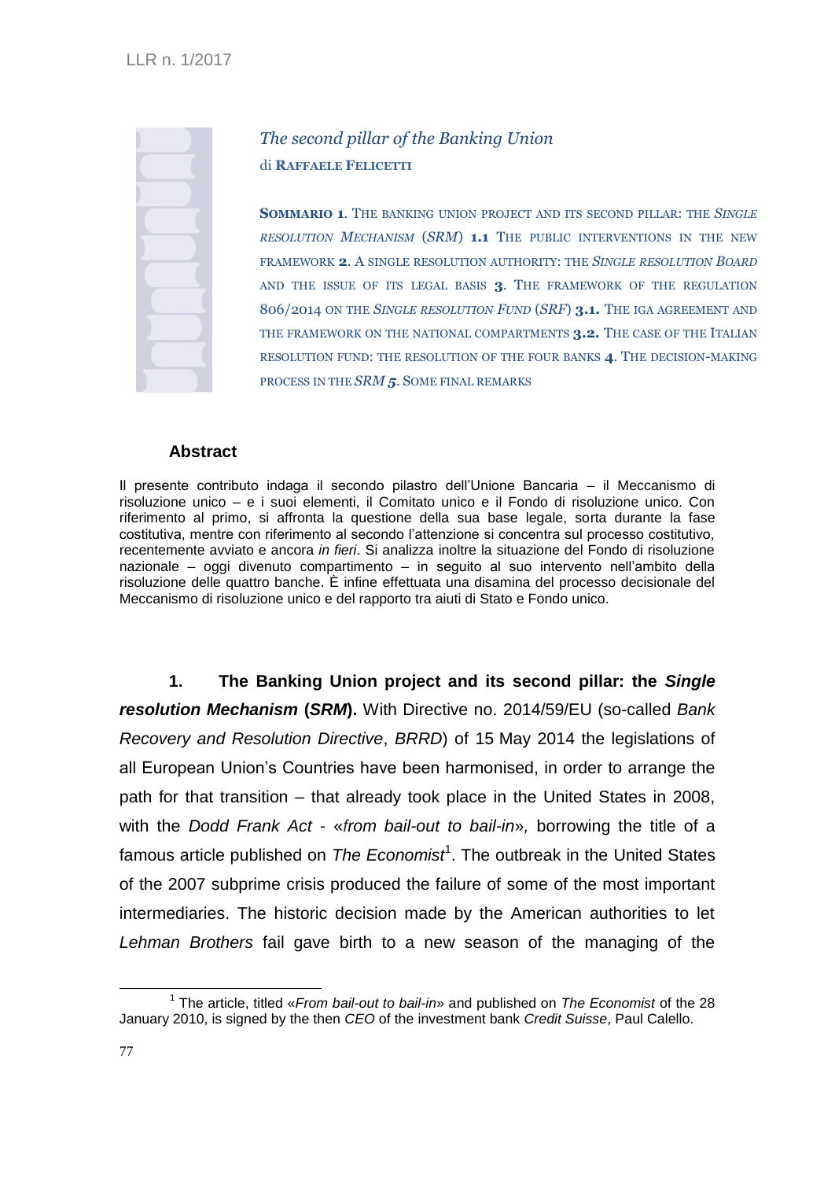# *The second pillar of the Banking Union*

di **Raffaele Felicetti**

**Sommario 1**. The Banking Union project and its second pillar: the *Single Resolution Mechanism* (*SRM*) **1.1** The public interventions in the new framework **2**. A single resolution authority: the *Single resolution Board* and the issue of its legal basis **3**. The framework of the regulation 806/2014 on the *Single resolution Fund* (*SRF*) **3.1.** The IGA agreement and the framework on the national compartments **3.2.** The case of the Italian resolution fund: the resolution of the four banks **4**. The decision-making process in the *SRM* **5**. Some final remarks

## Abstract

Il presente contributo indaga il secondo pilastro dell'Unione Bancaria – il Meccanismo di risoluzione unico – e i suoi elementi, il Comitato unico e il Fondo di risoluzione unico. Con riferimento al primo, si affronta la questione della sua base legale, sorta durante la fase costitutiva, mentre con riferimento al secondo l'attenzione si concentra sul processo costitutivo, recentemente avviato e ancora *in fieri*. Si analizza inoltre la situazione del Fondo di risoluzione nazionale – oggi divenuto compartimento – in seguito al suo intervento nell'ambito della risoluzione delle quattro banche. È infine effettuata una disamina del processo decisionale del Meccanismo di risoluzione unico e del rapporto tra aiuti di Stato e Fondo unico.

## 1. The Banking Union project and its second pillar: the *Single resolution Mechanism* (*SRM*).

With Directive no. 2014/59/EU (so-called *Bank Recovery and Resolution Directive*, *BRRD*) of 15 May 2014 the legislations of all European Union's Countries have been harmonised, in order to arrange the path for that transition – that already took place in the United States in 2008, with the *Dodd Frank Act* - «*from bail-out to bail-in*», borrowing the title of a famous article published on *The Economist*[1]. The outbreak in the United States of the 2007 subprime crisis produced the failure of some of the most important intermediaries. The historic decision made by the American authorities to let *Lehman Brothers* fail gave birth to a new season of the managing of the

[1] The article, titled «*From bail-out to bail-in*» and published on *The Economist* of the 28 January 2010, is signed by the then *CEO* of the investment bank *Credit Suisse*, Paul Calello.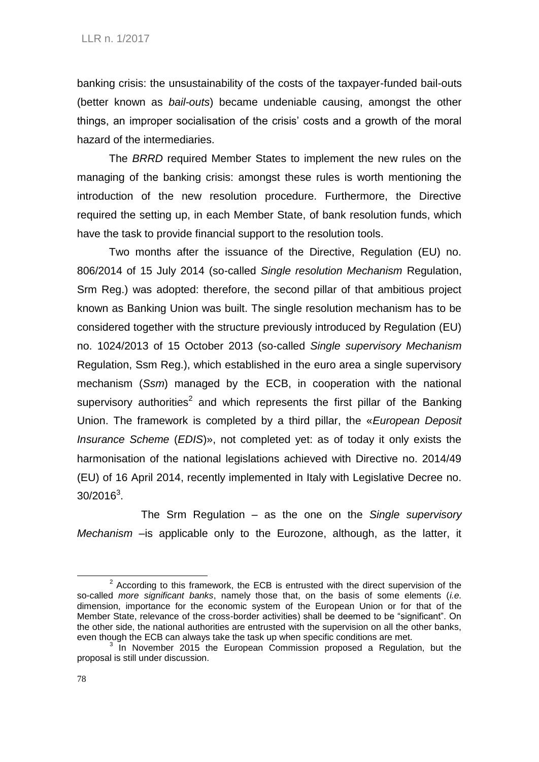banking crisis: the unsustainability of the costs of the taxpayer-funded bail-outs (better known as *bail-outs*) became undeniable causing, amongst the other things, an improper socialisation of the crisis' costs and a growth of the moral hazard of the intermediaries.

The *BRRD* required Member States to implement the new rules on the managing of the banking crisis: amongst these rules is worth mentioning the introduction of the new resolution procedure. Furthermore, the Directive required the setting up, in each Member State, of bank resolution funds, which have the task to provide financial support to the resolution tools.

Two months after the issuance of the Directive, Regulation (EU) no. 806/2014 of 15 July 2014 (so-called *Single resolution Mechanism* Regulation, Srm Reg.) was adopted: therefore, the second pillar of that ambitious project known as Banking Union was built. The single resolution mechanism has to be considered together with the structure previously introduced by Regulation (EU) no. 1024/2013 of 15 October 2013 (so-called *Single supervisory Mechanism* Regulation, Ssm Reg.), which established in the euro area a single supervisory mechanism (*Ssm*) managed by the ECB, in cooperation with the national supervisory authorities[2] and which represents the first pillar of the Banking Union. The framework is completed by a third pillar, the «*European Deposit Insurance Scheme* (*EDIS*)», not completed yet: as of today it only exists the harmonisation of the national legislations achieved with Directive no. 2014/49 (EU) of 16 April 2014, recently implemented in Italy with Legislative Decree no. 30/2016[3].

The Srm Regulation – as the one on the *Single supervisory Mechanism* –is applicable only to the Eurozone, although, as the latter, it

---

[2] According to this framework, the ECB is entrusted with the direct supervision of the so-called *more significant banks*, namely those that, on the basis of some elements (*i.e.* dimension, importance for the economic system of the European Union or for that of the Member State, relevance of the cross-border activities) shall be deemed to be "significant". On the other side, the national authorities are entrusted with the supervision on all the other banks, even though the ECB can always take the task up when specific conditions are met.

[3] In November 2015 the European Commission proposed a Regulation, but the proposal is still under discussion.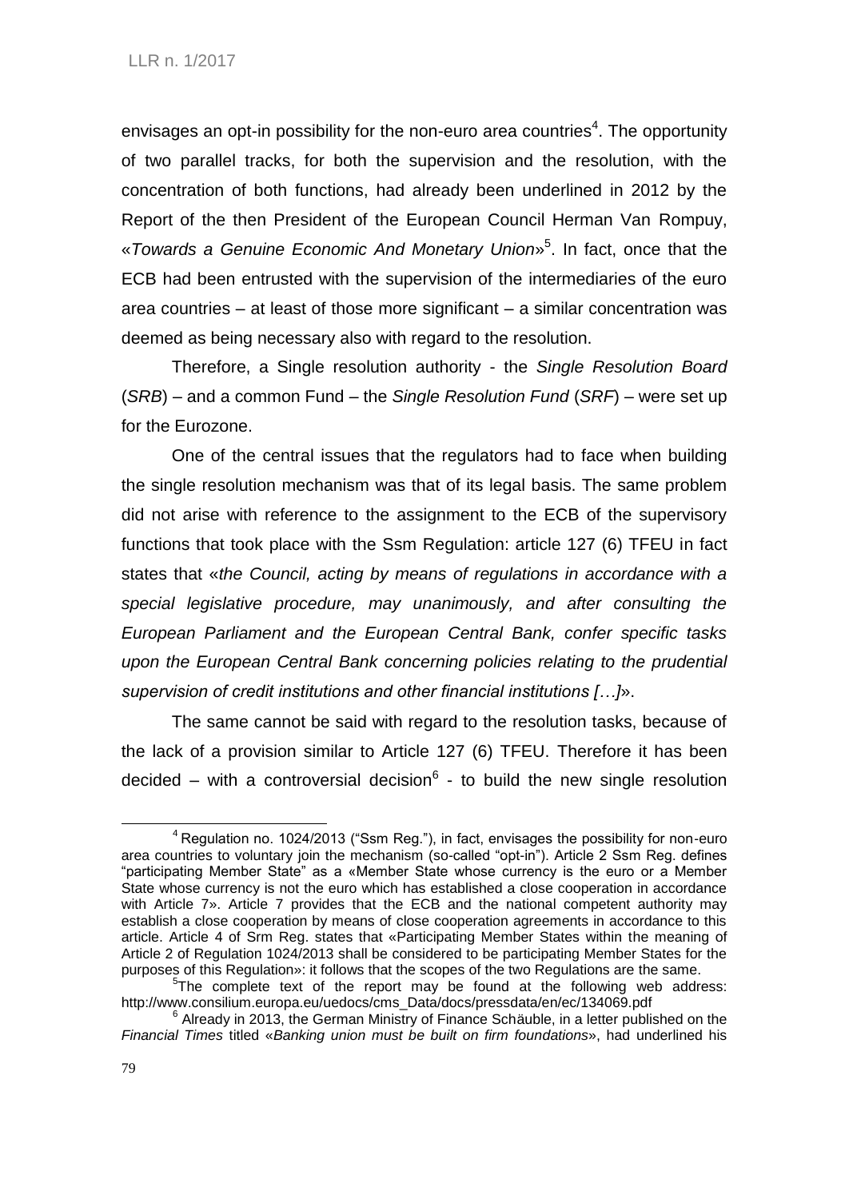envisages an opt-in possibility for the non-euro area countries[4]. The opportunity of two parallel tracks, for both the supervision and the resolution, with the concentration of both functions, had already been underlined in 2012 by the Report of the then President of the European Council Herman Van Rompuy, «*Towards a Genuine Economic And Monetary Union*»[5]. In fact, once that the ECB had been entrusted with the supervision of the intermediaries of the euro area countries – at least of those more significant – a similar concentration was deemed as being necessary also with regard to the resolution.

Therefore, a Single resolution authority - the *Single Resolution Board* (*SRB*) – and a common Fund – the *Single Resolution Fund* (*SRF*) – were set up for the Eurozone.

One of the central issues that the regulators had to face when building the single resolution mechanism was that of its legal basis. The same problem did not arise with reference to the assignment to the ECB of the supervisory functions that took place with the Ssm Regulation: article 127 (6) TFEU in fact states that «*the Council, acting by means of regulations in accordance with a special legislative procedure, may unanimously, and after consulting the European Parliament and the European Central Bank, confer specific tasks upon the European Central Bank concerning policies relating to the prudential supervision of credit institutions and other financial institutions […]*».

The same cannot be said with regard to the resolution tasks, because of the lack of a provision similar to Article 127 (6) TFEU. Therefore it has been decided – with a controversial decision[6] - to build the new single resolution

---

[4] Regulation no. 1024/2013 ("Ssm Reg."), in fact, envisages the possibility for non-euro area countries to voluntary join the mechanism (so-called "opt-in"). Article 2 Ssm Reg. defines "participating Member State" as a «Member State whose currency is the euro or a Member State whose currency is not the euro which has established a close cooperation in accordance with Article 7». Article 7 provides that the ECB and the national competent authority may establish a close cooperation by means of close cooperation agreements in accordance to this article. Article 4 of Srm Reg. states that «Participating Member States within the meaning of Article 2 of Regulation 1024/2013 shall be considered to be participating Member States for the purposes of this Regulation»: it follows that the scopes of the two Regulations are the same.

[5] The complete text of the report may be found at the following web address: http://www.consilium.europa.eu/uedocs/cms_Data/docs/pressdata/en/ec/134069.pdf

[6] Already in 2013, the German Ministry of Finance Schäuble, in a letter published on the *Financial Times* titled «*Banking union must be built on firm foundations*», had underlined his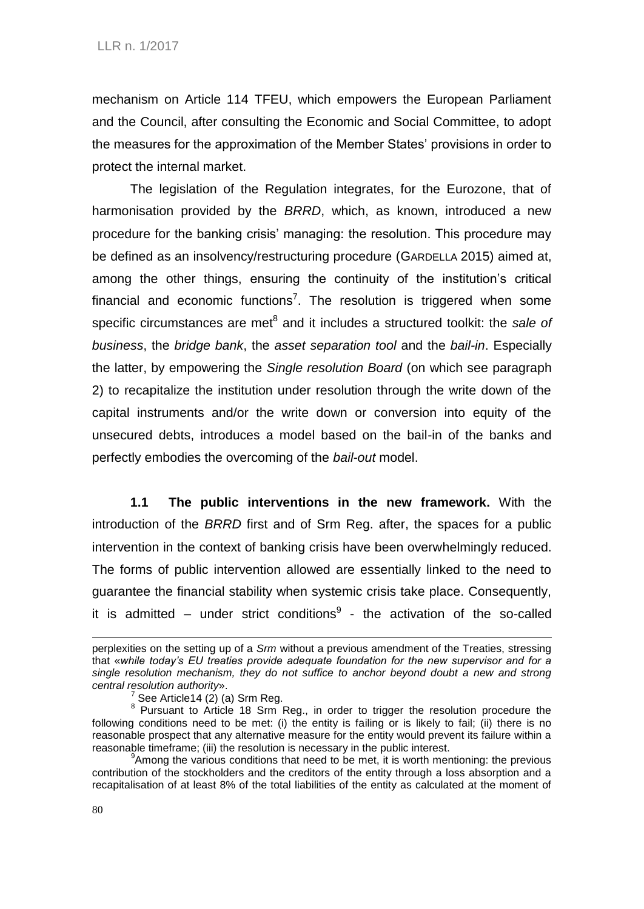mechanism on Article 114 TFEU, which empowers the European Parliament and the Council, after consulting the Economic and Social Committee, to adopt the measures for the approximation of the Member States' provisions in order to protect the internal market.

The legislation of the Regulation integrates, for the Eurozone, that of harmonisation provided by the *BRRD*, which, as known, introduced a new procedure for the banking crisis' managing: the resolution. This procedure may be defined as an insolvency/restructuring procedure (GARDELLA 2015) aimed at, among the other things, ensuring the continuity of the institution's critical financial and economic functions[7]. The resolution is triggered when some specific circumstances are met[8] and it includes a structured toolkit: the *sale of business*, the *bridge bank*, the *asset separation tool* and the *bail-in*. Especially the latter, by empowering the *Single resolution Board* (on which see paragraph 2) to recapitalize the institution under resolution through the write down of the capital instruments and/or the write down or conversion into equity of the unsecured debts, introduces a model based on the bail-in of the banks and perfectly embodies the overcoming of the *bail-out* model.

**1.1 The public interventions in the new framework.** With the introduction of the *BRRD* first and of Srm Reg. after, the spaces for a public intervention in the context of banking crisis have been overwhelmingly reduced. The forms of public intervention allowed are essentially linked to the need to guarantee the financial stability when systemic crisis take place. Consequently, it is admitted – under strict conditions[9] - the activation of the so-called

---

perplexities on the setting up of a *Srm* without a previous amendment of the Treaties, stressing that «*while today's EU treaties provide adequate foundation for the new supervisor and for a single resolution mechanism, they do not suffice to anchor beyond doubt a new and strong central resolution authority*».

[7] See Article14 (2) (a) Srm Reg.

[8] Pursuant to Article 18 Srm Reg., in order to trigger the resolution procedure the following conditions need to be met: (i) the entity is failing or is likely to fail; (ii) there is no reasonable prospect that any alternative measure for the entity would prevent its failure within a reasonable timeframe; (iii) the resolution is necessary in the public interest.

[9] Among the various conditions that need to be met, it is worth mentioning: the previous contribution of the stockholders and the creditors of the entity through a loss absorption and a recapitalisation of at least 8% of the total liabilities of the entity as calculated at the moment of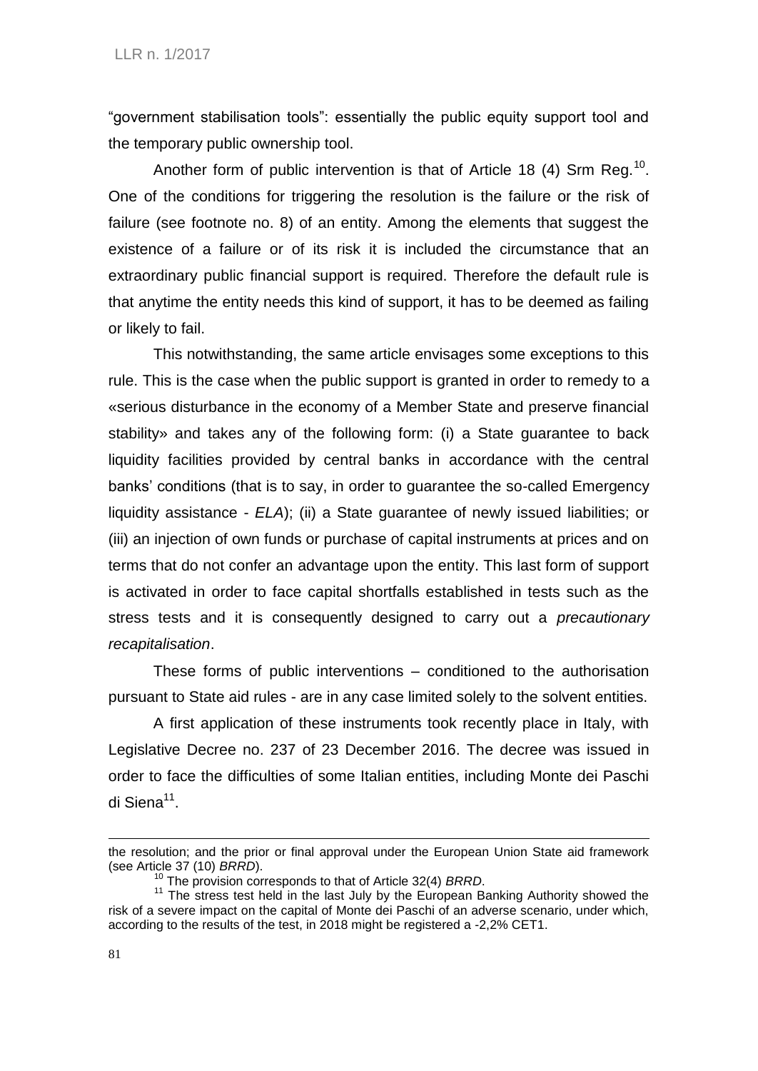"government stabilisation tools": essentially the public equity support tool and the temporary public ownership tool.

Another form of public intervention is that of Article 18 (4) Srm Reg.[10]. One of the conditions for triggering the resolution is the failure or the risk of failure (see footnote no. 8) of an entity. Among the elements that suggest the existence of a failure or of its risk it is included the circumstance that an extraordinary public financial support is required. Therefore the default rule is that anytime the entity needs this kind of support, it has to be deemed as failing or likely to fail.

This notwithstanding, the same article envisages some exceptions to this rule. This is the case when the public support is granted in order to remedy to a «serious disturbance in the economy of a Member State and preserve financial stability» and takes any of the following form: (i) a State guarantee to back liquidity facilities provided by central banks in accordance with the central banks' conditions (that is to say, in order to guarantee the so-called Emergency liquidity assistance - *ELA*); (ii) a State guarantee of newly issued liabilities; or (iii) an injection of own funds or purchase of capital instruments at prices and on terms that do not confer an advantage upon the entity. This last form of support is activated in order to face capital shortfalls established in tests such as the stress tests and it is consequently designed to carry out a *precautionary recapitalisation*.

These forms of public interventions – conditioned to the authorisation pursuant to State aid rules - are in any case limited solely to the solvent entities.

A first application of these instruments took recently place in Italy, with Legislative Decree no. 237 of 23 December 2016. The decree was issued in order to face the difficulties of some Italian entities, including Monte dei Paschi di Siena[11].

---

the resolution; and the prior or final approval under the European Union State aid framework (see Article 37 (10) *BRRD*).

[10] The provision corresponds to that of Article 32(4) *BRRD*.

[11] The stress test held in the last July by the European Banking Authority showed the risk of a severe impact on the capital of Monte dei Paschi of an adverse scenario, under which, according to the results of the test, in 2018 might be registered a -2,2% CET1.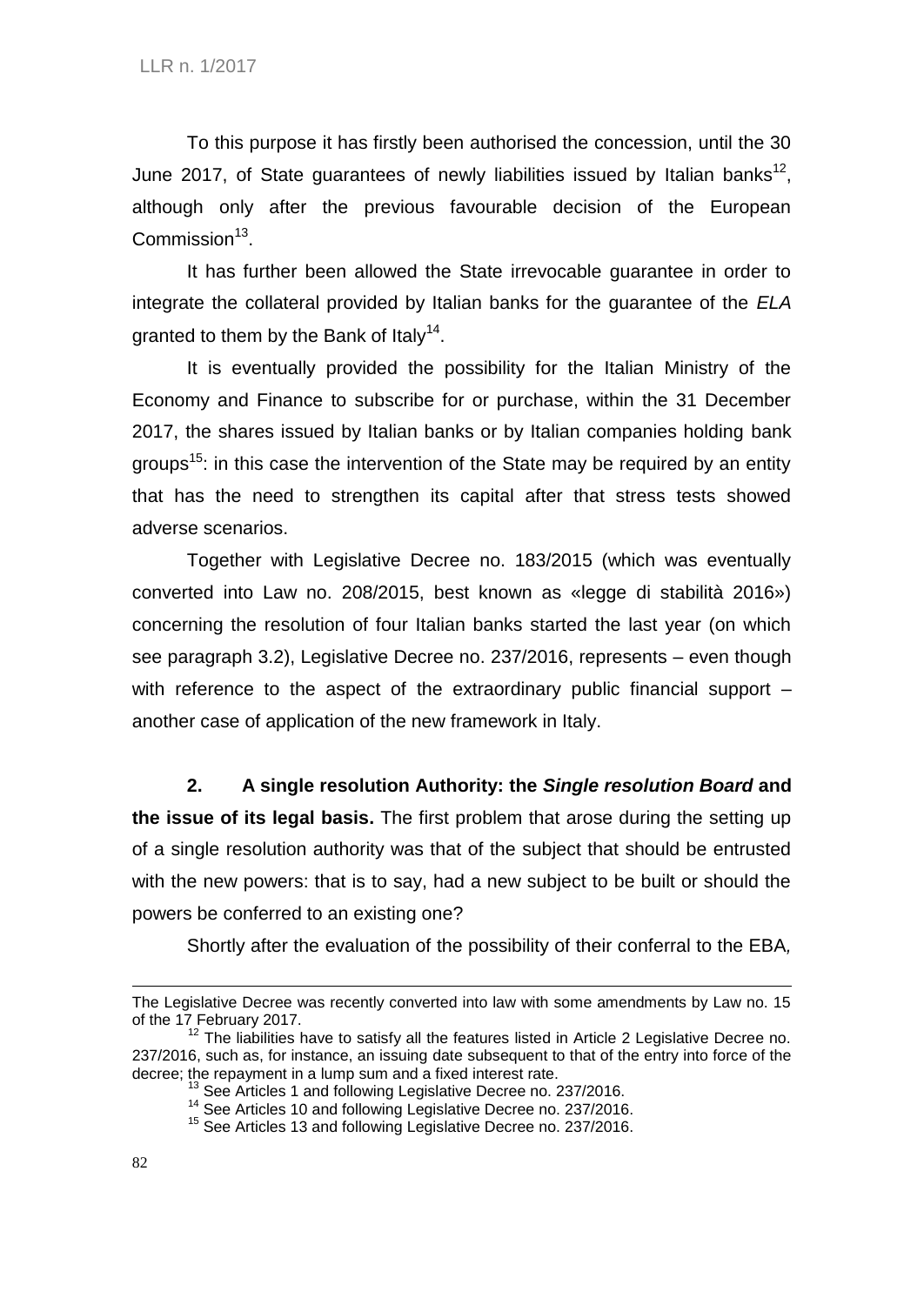To this purpose it has firstly been authorised the concession, until the 30 June 2017, of State guarantees of newly liabilities issued by Italian banks[12], although only after the previous favourable decision of the European Commission[13].

It has further been allowed the State irrevocable guarantee in order to integrate the collateral provided by Italian banks for the guarantee of the *ELA* granted to them by the Bank of Italy[14].

It is eventually provided the possibility for the Italian Ministry of the Economy and Finance to subscribe for or purchase, within the 31 December 2017, the shares issued by Italian banks or by Italian companies holding bank groups[15]: in this case the intervention of the State may be required by an entity that has the need to strengthen its capital after that stress tests showed adverse scenarios.

Together with Legislative Decree no. 183/2015 (which was eventually converted into Law no. 208/2015, best known as «legge di stabilità 2016») concerning the resolution of four Italian banks started the last year (on which see paragraph 3.2), Legislative Decree no. 237/2016, represents – even though with reference to the aspect of the extraordinary public financial support – another case of application of the new framework in Italy.

**2. A single resolution Authority: the *Single resolution Board* and the issue of its legal basis.** The first problem that arose during the setting up of a single resolution authority was that of the subject that should be entrusted with the new powers: that is to say, had a new subject to be built or should the powers be conferred to an existing one?

Shortly after the evaluation of the possibility of their conferral to the EBA,

---

The Legislative Decree was recently converted into law with some amendments by Law no. 15 of the 17 February 2017.

[12] The liabilities have to satisfy all the features listed in Article 2 Legislative Decree no. 237/2016, such as, for instance, an issuing date subsequent to that of the entry into force of the decree; the repayment in a lump sum and a fixed interest rate.

[13] See Articles 1 and following Legislative Decree no. 237/2016.

[14] See Articles 10 and following Legislative Decree no. 237/2016.

[15] See Articles 13 and following Legislative Decree no. 237/2016.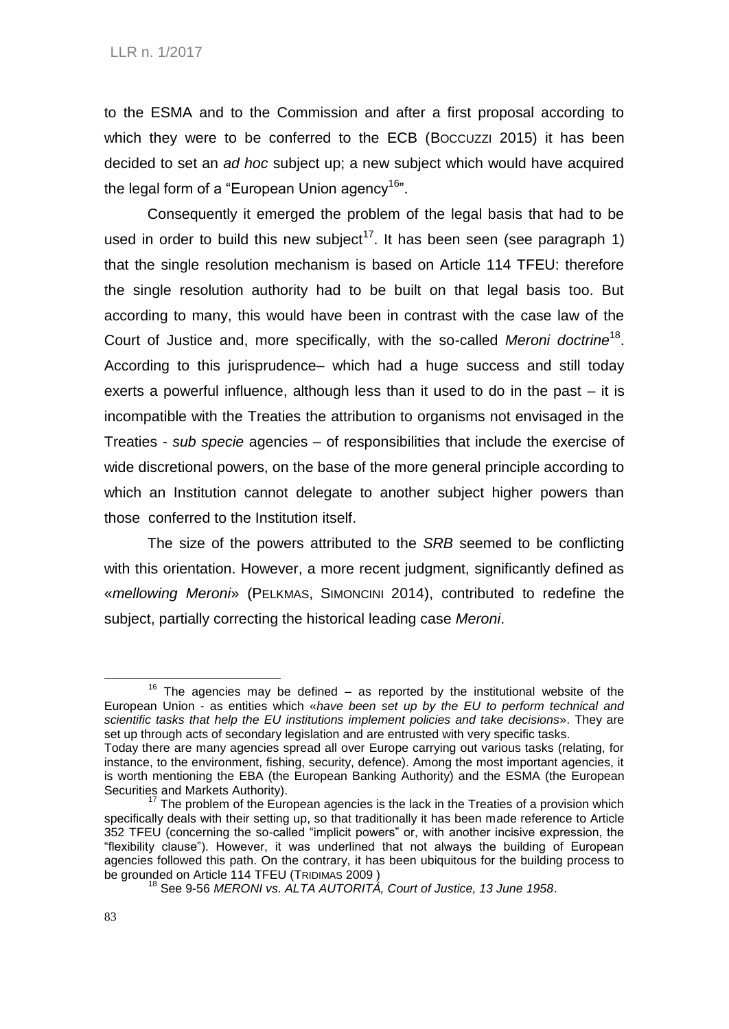to the ESMA and to the Commission and after a first proposal according to which they were to be conferred to the ECB (BOCCUZZI 2015) it has been decided to set an *ad hoc* subject up; a new subject which would have acquired the legal form of a "European Union agency[16]".

Consequently it emerged the problem of the legal basis that had to be used in order to build this new subject[17]. It has been seen (see paragraph 1) that the single resolution mechanism is based on Article 114 TFEU: therefore the single resolution authority had to be built on that legal basis too. But according to many, this would have been in contrast with the case law of the Court of Justice and, more specifically, with the so-called *Meroni doctrine*[18]. According to this jurisprudence– which had a huge success and still today exerts a powerful influence, although less than it used to do in the past – it is incompatible with the Treaties the attribution to organisms not envisaged in the Treaties - *sub specie* agencies – of responsibilities that include the exercise of wide discretional powers, on the base of the more general principle according to which an Institution cannot delegate to another subject higher powers than those conferred to the Institution itself.

The size of the powers attributed to the *SRB* seemed to be conflicting with this orientation. However, a more recent judgment, significantly defined as «*mellowing Meroni*» (PELKMAS, SIMONCINI 2014), contributed to redefine the subject, partially correcting the historical leading case *Meroni*.

---

[16] The agencies may be defined – as reported by the institutional website of the European Union - as entities which «*have been set up by the EU to perform technical and scientific tasks that help the EU institutions implement policies and take decisions*». They are set up through acts of secondary legislation and are entrusted with very specific tasks.
Today there are many agencies spread all over Europe carrying out various tasks (relating, for instance, to the environment, fishing, security, defence). Among the most important agencies, it is worth mentioning the EBA (the European Banking Authority) and the ESMA (the European Securities and Markets Authority).

[17] The problem of the European agencies is the lack in the Treaties of a provision which specifically deals with their setting up, so that traditionally it has been made reference to Article 352 TFEU (concerning the so-called "implicit powers" or, with another incisive expression, the "flexibility clause"). However, it was underlined that not always the building of European agencies followed this path. On the contrary, it has been ubiquitous for the building process to be grounded on Article 114 TFEU (TRIDIMAS 2009 )

[18] See 9-56 *MERONI vs. ALTA AUTORITÁ, Court of Justice, 13 June 1958*.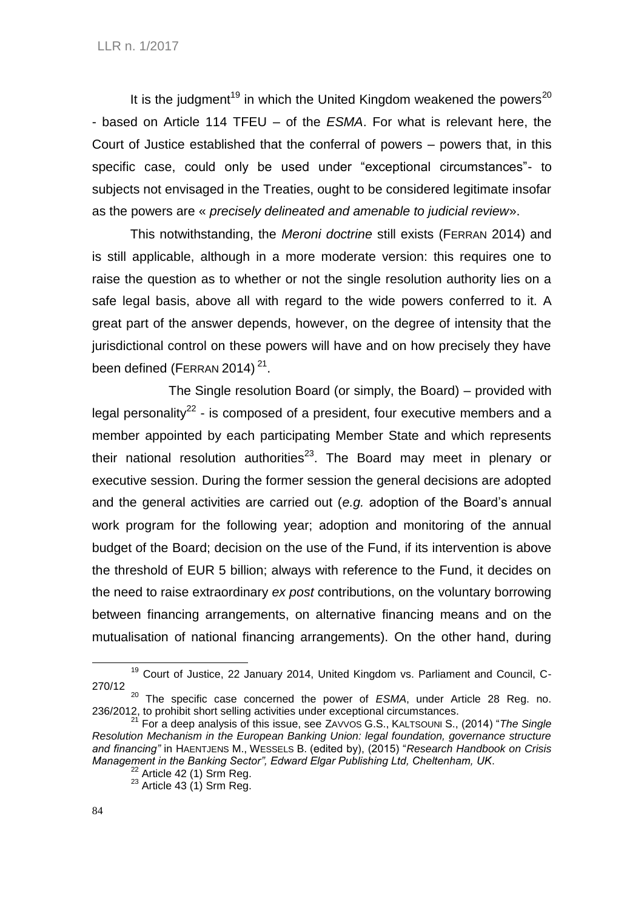It is the judgment[19] in which the United Kingdom weakened the powers[20] - based on Article 114 TFEU – of the *ESMA*. For what is relevant here, the Court of Justice established that the conferral of powers – powers that, in this specific case, could only be used under "exceptional circumstances"- to subjects not envisaged in the Treaties, ought to be considered legitimate insofar as the powers are « *precisely delineated and amenable to judicial review*».

This notwithstanding, the *Meroni doctrine* still exists (FERRAN 2014) and is still applicable, although in a more moderate version: this requires one to raise the question as to whether or not the single resolution authority lies on a safe legal basis, above all with regard to the wide powers conferred to it. A great part of the answer depends, however, on the degree of intensity that the jurisdictional control on these powers will have and on how precisely they have been defined (FERRAN 2014) [21].

The Single resolution Board (or simply, the Board) – provided with legal personality[22] - is composed of a president, four executive members and a member appointed by each participating Member State and which represents their national resolution authorities[23]. The Board may meet in plenary or executive session. During the former session the general decisions are adopted and the general activities are carried out (*e.g.* adoption of the Board's annual work program for the following year; adoption and monitoring of the annual budget of the Board; decision on the use of the Fund, if its intervention is above the threshold of EUR 5 billion; always with reference to the Fund, it decides on the need to raise extraordinary *ex post* contributions, on the voluntary borrowing between financing arrangements, on alternative financing means and on the mutualisation of national financing arrangements). On the other hand, during

---

[19] Court of Justice, 22 January 2014, United Kingdom vs. Parliament and Council, C-270/12

[20] The specific case concerned the power of *ESMA*, under Article 28 Reg. no. 236/2012, to prohibit short selling activities under exceptional circumstances.

[21] For a deep analysis of this issue, see ZAVVOS G.S., KALTSOUNI S., (2014) "*The Single Resolution Mechanism in the European Banking Union: legal foundation, governance structure and financing"* in HAENTJENS M., WESSELS B. (edited by), (2015) "*Research Handbook on Crisis Management in the Banking Sector", Edward Elgar Publishing Ltd, Cheltenham, UK*.

[22] Article 42 (1) Srm Reg.

[23] Article 43 (1) Srm Reg.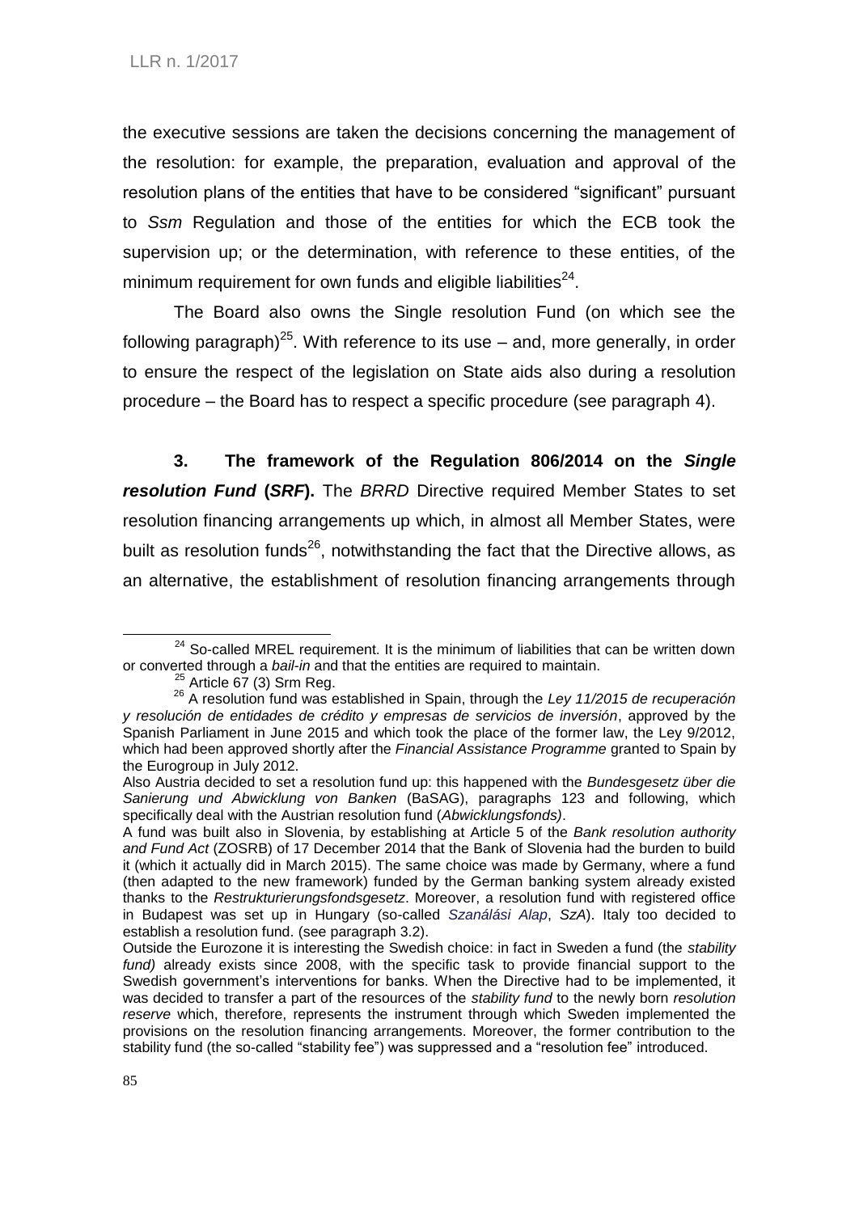the executive sessions are taken the decisions concerning the management of the resolution: for example, the preparation, evaluation and approval of the resolution plans of the entities that have to be considered "significant" pursuant to *Ssm* Regulation and those of the entities for which the ECB took the supervision up; or the determination, with reference to these entities, of the minimum requirement for own funds and eligible liabilities[24].

The Board also owns the Single resolution Fund (on which see the following paragraph)[25]. With reference to its use – and, more generally, in order to ensure the respect of the legislation on State aids also during a resolution procedure – the Board has to respect a specific procedure (see paragraph 4).

**3. The framework of the Regulation 806/2014 on the *Single resolution Fund* (*SRF*).** The *BRRD* Directive required Member States to set resolution financing arrangements up which, in almost all Member States, were built as resolution funds[26], notwithstanding the fact that the Directive allows, as an alternative, the establishment of resolution financing arrangements through

---

[24] So-called MREL requirement. It is the minimum of liabilities that can be written down or converted through a *bail-in* and that the entities are required to maintain.

[25] Article 67 (3) Srm Reg.

[26] A resolution fund was established in Spain, through the *Ley 11/2015 de recuperación y resolución de entidades de crédito y empresas de servicios de inversión*, approved by the Spanish Parliament in June 2015 and which took the place of the former law, the Ley 9/2012, which had been approved shortly after the *Financial Assistance Programme* granted to Spain by the Eurogroup in July 2012.

Also Austria decided to set a resolution fund up: this happened with the *Bundesgesetz über die Sanierung und Abwicklung von Banken* (BaSAG), paragraphs 123 and following, which specifically deal with the Austrian resolution fund (*Abwicklungsfonds)*.

A fund was built also in Slovenia, by establishing at Article 5 of the *Bank resolution authority and Fund Act* (ZOSRB) of 17 December 2014 that the Bank of Slovenia had the burden to build it (which it actually did in March 2015). The same choice was made by Germany, where a fund (then adapted to the new framework) funded by the German banking system already existed thanks to the *Restrukturierungsfondsgesetz*. Moreover, a resolution fund with registered office in Budapest was set up in Hungary (so-called *Szanálási Alap*, *SzA*). Italy too decided to establish a resolution fund. (see paragraph 3.2).

Outside the Eurozone it is interesting the Swedish choice: in fact in Sweden a fund (the *stability fund)* already exists since 2008, with the specific task to provide financial support to the Swedish government's interventions for banks. When the Directive had to be implemented, it was decided to transfer a part of the resources of the *stability fund* to the newly born *resolution reserve* which, therefore, represents the instrument through which Sweden implemented the provisions on the resolution financing arrangements. Moreover, the former contribution to the stability fund (the so-called "stability fee") was suppressed and a "resolution fee" introduced.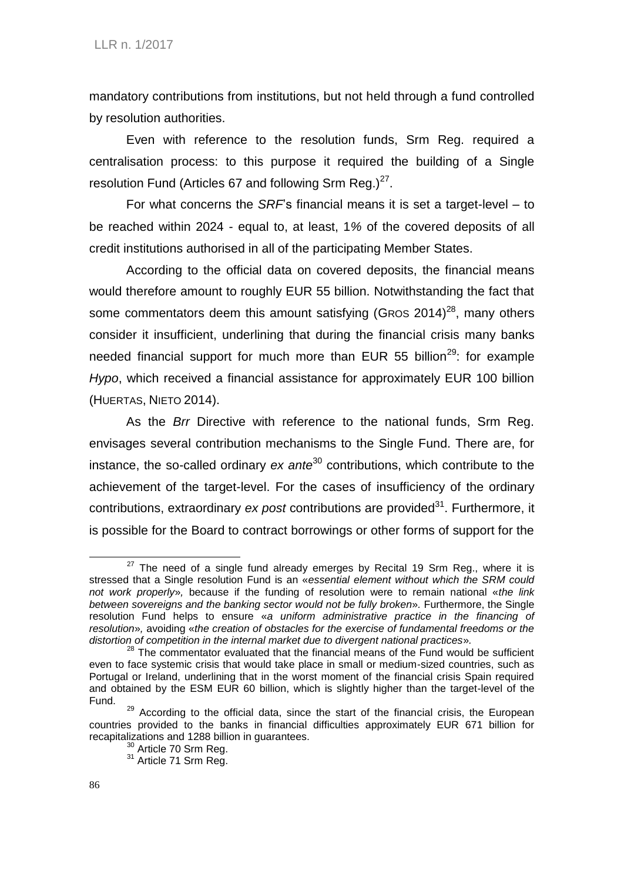mandatory contributions from institutions, but not held through a fund controlled by resolution authorities.

Even with reference to the resolution funds, Srm Reg. required a centralisation process: to this purpose it required the building of a Single resolution Fund (Articles 67 and following Srm Reg.)[27].

For what concerns the *SRF*'s financial means it is set a target-level – to be reached within 2024 - equal to, at least, 1% of the covered deposits of all credit institutions authorised in all of the participating Member States.

According to the official data on covered deposits, the financial means would therefore amount to roughly EUR 55 billion. Notwithstanding the fact that some commentators deem this amount satisfying (GROS 2014)[28], many others consider it insufficient, underlining that during the financial crisis many banks needed financial support for much more than EUR 55 billion[29]: for example *Hypo*, which received a financial assistance for approximately EUR 100 billion (HUERTAS, NIETO 2014).

As the *Brr* Directive with reference to the national funds, Srm Reg. envisages several contribution mechanisms to the Single Fund. There are, for instance, the so-called ordinary *ex ante*[30] contributions, which contribute to the achievement of the target-level. For the cases of insufficiency of the ordinary contributions, extraordinary *ex post* contributions are provided[31]. Furthermore, it is possible for the Board to contract borrowings or other forms of support for the

---

[27] The need of a single fund already emerges by Recital 19 Srm Reg., where it is stressed that a Single resolution Fund is an «*essential element without which the SRM could not work properly*», because if the funding of resolution were to remain national «*the link between sovereigns and the banking sector would not be fully broken*». Furthermore, the Single resolution Fund helps to ensure «*a uniform administrative practice in the financing of resolution*», avoiding «*the creation of obstacles for the exercise of fundamental freedoms or the distortion of competition in the internal market due to divergent national practices*».

[28] The commentator evaluated that the financial means of the Fund would be sufficient even to face systemic crisis that would take place in small or medium-sized countries, such as Portugal or Ireland, underlining that in the worst moment of the financial crisis Spain required and obtained by the ESM EUR 60 billion, which is slightly higher than the target-level of the Fund.

[29] According to the official data, since the start of the financial crisis, the European countries provided to the banks in financial difficulties approximately EUR 671 billion for recapitalizations and 1288 billion in guarantees.

[30] Article 70 Srm Reg.

[31] Article 71 Srm Reg.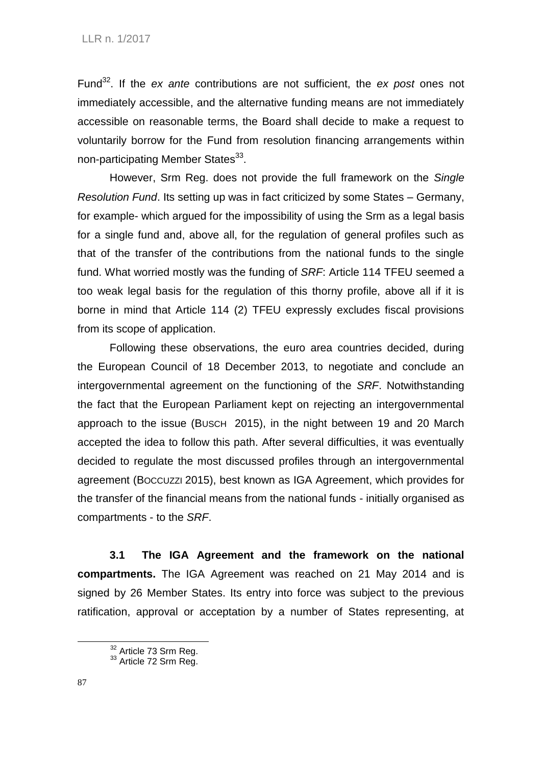Fund[32]. If the *ex ante* contributions are not sufficient, the *ex post* ones not immediately accessible, and the alternative funding means are not immediately accessible on reasonable terms, the Board shall decide to make a request to voluntarily borrow for the Fund from resolution financing arrangements within non-participating Member States[33].

However, Srm Reg. does not provide the full framework on the *Single Resolution Fund*. Its setting up was in fact criticized by some States – Germany, for example- which argued for the impossibility of using the Srm as a legal basis for a single fund and, above all, for the regulation of general profiles such as that of the transfer of the contributions from the national funds to the single fund. What worried mostly was the funding of *SRF*: Article 114 TFEU seemed a too weak legal basis for the regulation of this thorny profile, above all if it is borne in mind that Article 114 (2) TFEU expressly excludes fiscal provisions from its scope of application.

Following these observations, the euro area countries decided, during the European Council of 18 December 2013, to negotiate and conclude an intergovernmental agreement on the functioning of the *SRF*. Notwithstanding the fact that the European Parliament kept on rejecting an intergovernmental approach to the issue (BUSCH 2015), in the night between 19 and 20 March accepted the idea to follow this path. After several difficulties, it was eventually decided to regulate the most discussed profiles through an intergovernmental agreement (BOCCUZZI 2015), best known as IGA Agreement, which provides for the transfer of the financial means from the national funds - initially organised as compartments - to the *SRF*.

**3.1 The IGA Agreement and the framework on the national compartments.** The IGA Agreement was reached on 21 May 2014 and is signed by 26 Member States. Its entry into force was subject to the previous ratification, approval or acceptance by a number of States representing, at

[32] Article 73 Srm Reg.

[33] Article 72 Srm Reg.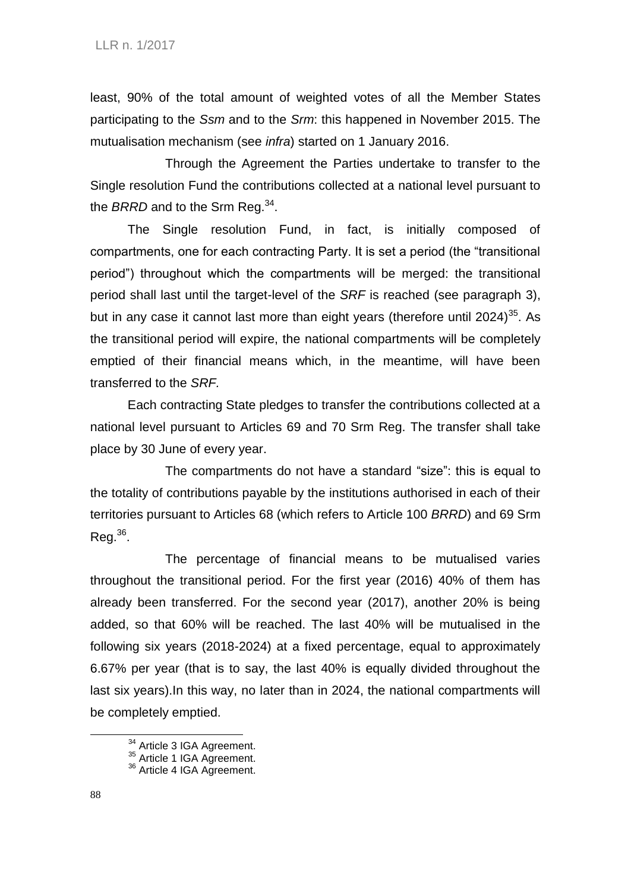least, 90% of the total amount of weighted votes of all the Member States participating to the *Ssm* and to the *Srm*: this happened in November 2015. The mutualisation mechanism (see *infra*) started on 1 January 2016.

Through the Agreement the Parties undertake to transfer to the Single resolution Fund the contributions collected at a national level pursuant to the *BRRD* and to the Srm Reg.[34].

The Single resolution Fund, in fact, is initially composed of compartments, one for each contracting Party. It is set a period (the "transitional period") throughout which the compartments will be merged: the transitional period shall last until the target-level of the *SRF* is reached (see paragraph 3), but in any case it cannot last more than eight years (therefore until 2024)[35]. As the transitional period will expire, the national compartments will be completely emptied of their financial means which, in the meantime, will have been transferred to the *SRF.*

Each contracting State pledges to transfer the contributions collected at a national level pursuant to Articles 69 and 70 Srm Reg. The transfer shall take place by 30 June of every year.

The compartments do not have a standard "size": this is equal to the totality of contributions payable by the institutions authorised in each of their territories pursuant to Articles 68 (which refers to Article 100 *BRRD*) and 69 Srm Reg.[36].

The percentage of financial means to be mutualised varies throughout the transitional period. For the first year (2016) 40% of them has already been transferred. For the second year (2017), another 20% is being added, so that 60% will be reached. The last 40% will be mutualised in the following six years (2018-2024) at a fixed percentage, equal to approximately 6.67% per year (that is to say, the last 40% is equally divided throughout the last six years).In this way, no later than in 2024, the national compartments will be completely emptied.

---

[34] Article 3 IGA Agreement.

[35] Article 1 IGA Agreement.

[36] Article 4 IGA Agreement.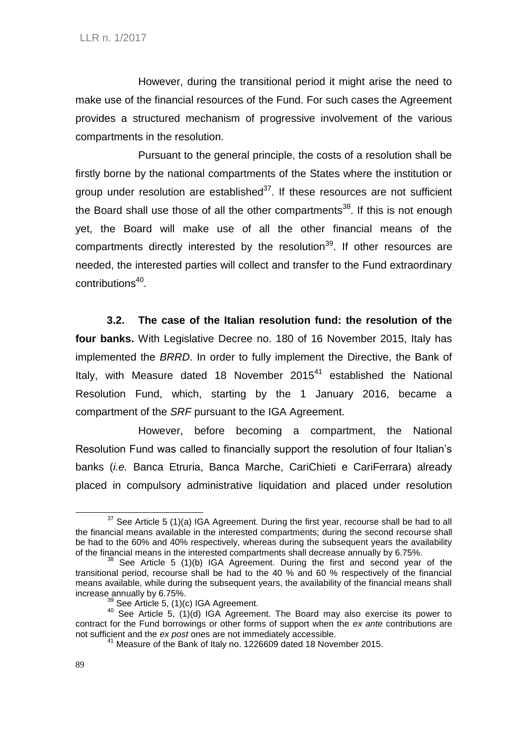However, during the transitional period it might arise the need to make use of the financial resources of the Fund. For such cases the Agreement provides a structured mechanism of progressive involvement of the various compartments in the resolution.

Pursuant to the general principle, the costs of a resolution shall be firstly borne by the national compartments of the States where the institution or group under resolution are established[37]. If these resources are not sufficient the Board shall use those of all the other compartments[38]. If this is not enough yet, the Board will make use of all the other financial means of the compartments directly interested by the resolution[39]. If other resources are needed, the interested parties will collect and transfer to the Fund extraordinary contributions[40].

**3.2. The case of the Italian resolution fund: the resolution of the four banks.** With Legislative Decree no. 180 of 16 November 2015, Italy has implemented the *BRRD*. In order to fully implement the Directive, the Bank of Italy, with Measure dated 18 November 2015[41] established the National Resolution Fund, which, starting by the 1 January 2016, became a compartment of the *SRF* pursuant to the IGA Agreement.

However, before becoming a compartment, the National Resolution Fund was called to financially support the resolution of four Italian's banks (*i.e.* Banca Etruria, Banca Marche, CariChieti e CariFerrara) already placed in compulsory administrative liquidation and placed under resolution

---

[37] See Article 5 (1)(a) IGA Agreement. During the first year, recourse shall be had to all the financial means available in the interested compartments; during the second recourse shall be had to the 60% and 40% respectively, whereas during the subsequent years the availability of the financial means in the interested compartments shall decrease annually by 6.75%.

[38] See Article 5 (1)(b) IGA Agreement. During the first and second year of the transitional period, recourse shall be had to the 40 % and 60 % respectively of the financial means available, while during the subsequent years, the availability of the financial means shall increase annually by 6.75%.

[39] See Article 5, (1)(c) IGA Agreement.

[40] See Article 5, (1)(d) IGA Agreement. The Board may also exercise its power to contract for the Fund borrowings or other forms of support when the *ex ante* contributions are not sufficient and the *ex post* ones are not immediately accessible.

[41] Measure of the Bank of Italy no. 1226609 dated 18 November 2015.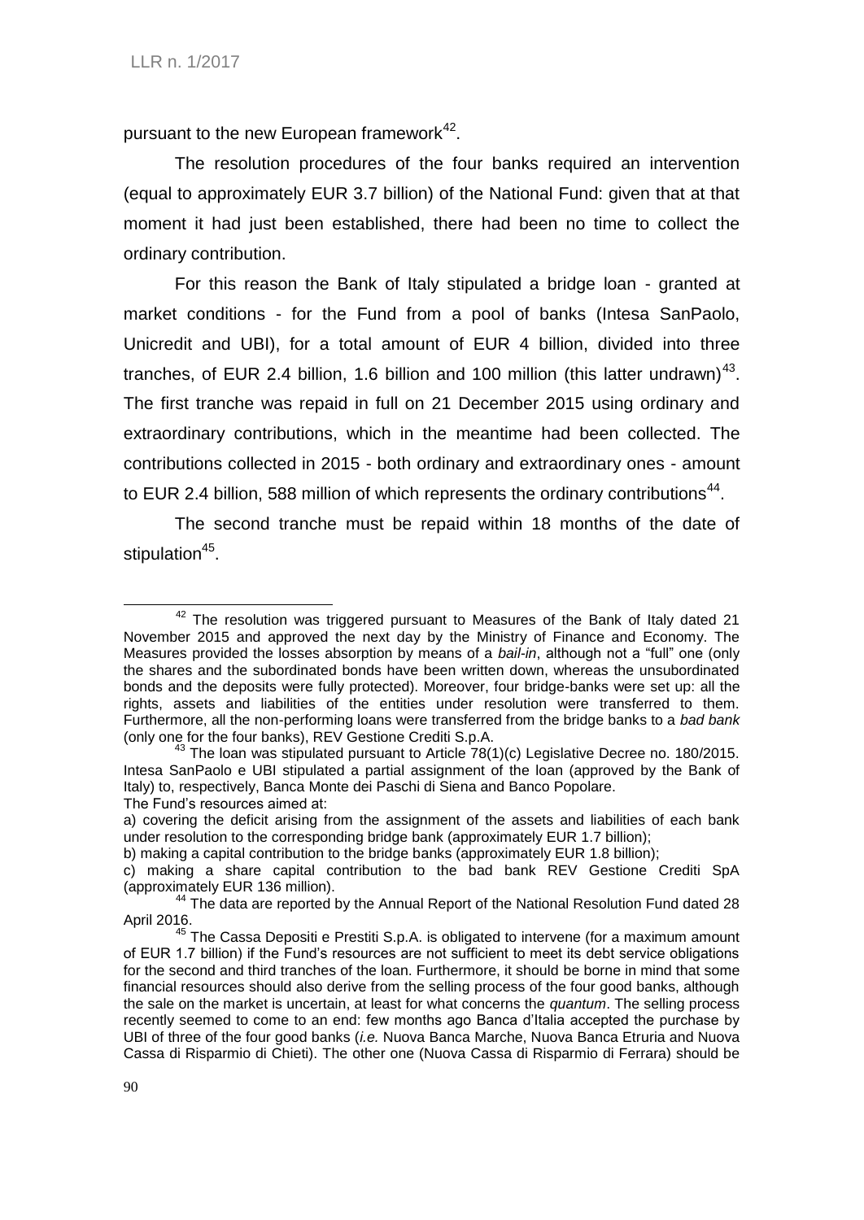pursuant to the new European framework[42].

The resolution procedures of the four banks required an intervention (equal to approximately EUR 3.7 billion) of the National Fund: given that at that moment it had just been established, there had been no time to collect the ordinary contribution.

For this reason the Bank of Italy stipulated a bridge loan - granted at market conditions - for the Fund from a pool of banks (Intesa SanPaolo, Unicredit and UBI), for a total amount of EUR 4 billion, divided into three tranches, of EUR 2.4 billion, 1.6 billion and 100 million (this latter undrawn)[43]. The first tranche was repaid in full on 21 December 2015 using ordinary and extraordinary contributions, which in the meantime had been collected. The contributions collected in 2015 - both ordinary and extraordinary ones - amount to EUR 2.4 billion, 588 million of which represents the ordinary contributions[44].

The second tranche must be repaid within 18 months of the date of stipulation[45].

---

[42] The resolution was triggered pursuant to Measures of the Bank of Italy dated 21 November 2015 and approved the next day by the Ministry of Finance and Economy. The Measures provided the losses absorption by means of a *bail-in*, although not a "full" one (only the shares and the subordinated bonds have been written down, whereas the unsubordinated bonds and the deposits were fully protected). Moreover, four bridge-banks were set up: all the rights, assets and liabilities of the entities under resolution were transferred to them. Furthermore, all the non-performing loans were transferred from the bridge banks to a *bad bank* (only one for the four banks), REV Gestione Crediti S.p.A.

[43] The loan was stipulated pursuant to Article 78(1)(c) Legislative Decree no. 180/2015. Intesa SanPaolo e UBI stipulated a partial assignment of the loan (approved by the Bank of Italy) to, respectively, Banca Monte dei Paschi di Siena and Banco Popolare.
The Fund's resources aimed at:
a) covering the deficit arising from the assignment of the assets and liabilities of each bank under resolution to the corresponding bridge bank (approximately EUR 1.7 billion);
b) making a capital contribution to the bridge banks (approximately EUR 1.8 billion);
c) making a share capital contribution to the bad bank REV Gestione Crediti SpA (approximately EUR 136 million).

[44] The data are reported by the Annual Report of the National Resolution Fund dated 28 April 2016.

[45] The Cassa Depositi e Prestiti S.p.A. is obligated to intervene (for a maximum amount of EUR 1.7 billion) if the Fund's resources are not sufficient to meet its debt service obligations for the second and third tranches of the loan. Furthermore, it should be borne in mind that some financial resources should also derive from the selling process of the four good banks, although the sale on the market is uncertain, at least for what concerns the *quantum*. The selling process recently seemed to come to an end: few months ago Banca d'Italia accepted the purchase by UBI of three of the four good banks (*i.e.* Nuova Banca Marche, Nuova Banca Etruria and Nuova Cassa di Risparmio di Chieti). The other one (Nuova Cassa di Risparmio di Ferrara) should be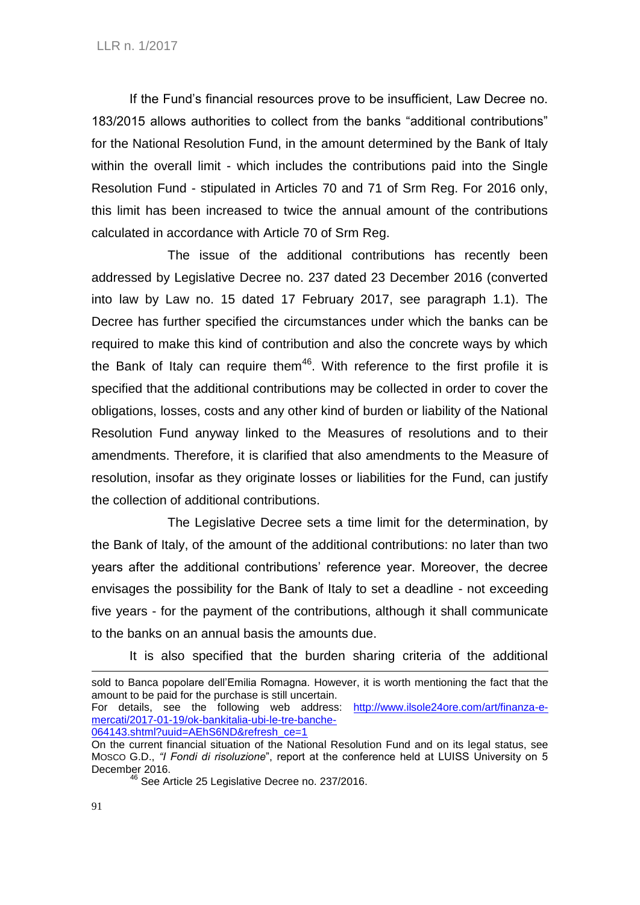If the Fund's financial resources prove to be insufficient, Law Decree no. 183/2015 allows authorities to collect from the banks "additional contributions" for the National Resolution Fund, in the amount determined by the Bank of Italy within the overall limit - which includes the contributions paid into the Single Resolution Fund - stipulated in Articles 70 and 71 of Srm Reg. For 2016 only, this limit has been increased to twice the annual amount of the contributions calculated in accordance with Article 70 of Srm Reg.

The issue of the additional contributions has recently been addressed by Legislative Decree no. 237 dated 23 December 2016 (converted into law by Law no. 15 dated 17 February 2017, see paragraph 1.1). The Decree has further specified the circumstances under which the banks can be required to make this kind of contribution and also the concrete ways by which the Bank of Italy can require them[46]. With reference to the first profile it is specified that the additional contributions may be collected in order to cover the obligations, losses, costs and any other kind of burden or liability of the National Resolution Fund anyway linked to the Measures of resolutions and to their amendments. Therefore, it is clarified that also amendments to the Measure of resolution, insofar as they originate losses or liabilities for the Fund, can justify the collection of additional contributions.

The Legislative Decree sets a time limit for the determination, by the Bank of Italy, of the amount of the additional contributions: no later than two years after the additional contributions' reference year. Moreover, the decree envisages the possibility for the Bank of Italy to set a deadline - not exceeding five years - for the payment of the contributions, although it shall communicate to the banks on an annual basis the amounts due.

It is also specified that the burden sharing criteria of the additional

---

sold to Banca popolare dell'Emilia Romagna. However, it is worth mentioning the fact that the amount to be paid for the purchase is still uncertain.
For details, see the following web address: [http://www.ilsole24ore.com/art/finanza-e-mercati/2017-01-19/ok-bankitalia-ubi-le-tre-banche-064143.shtml?uuid=AEhS6ND&refresh_ce=1](http://www.ilsole24ore.com/art/finanza-e-mercati/2017-01-19/ok-bankitalia-ubi-le-tre-banche-064143.shtml?uuid=AEhS6ND&refresh_ce=1)
On the current financial situation of the National Resolution Fund and on its legal status, see MOSCO G.D., *"I Fondi di risoluzione*", report at the conference held at LUISS University on 5 December 2016.

[46] See Article 25 Legislative Decree no. 237/2016.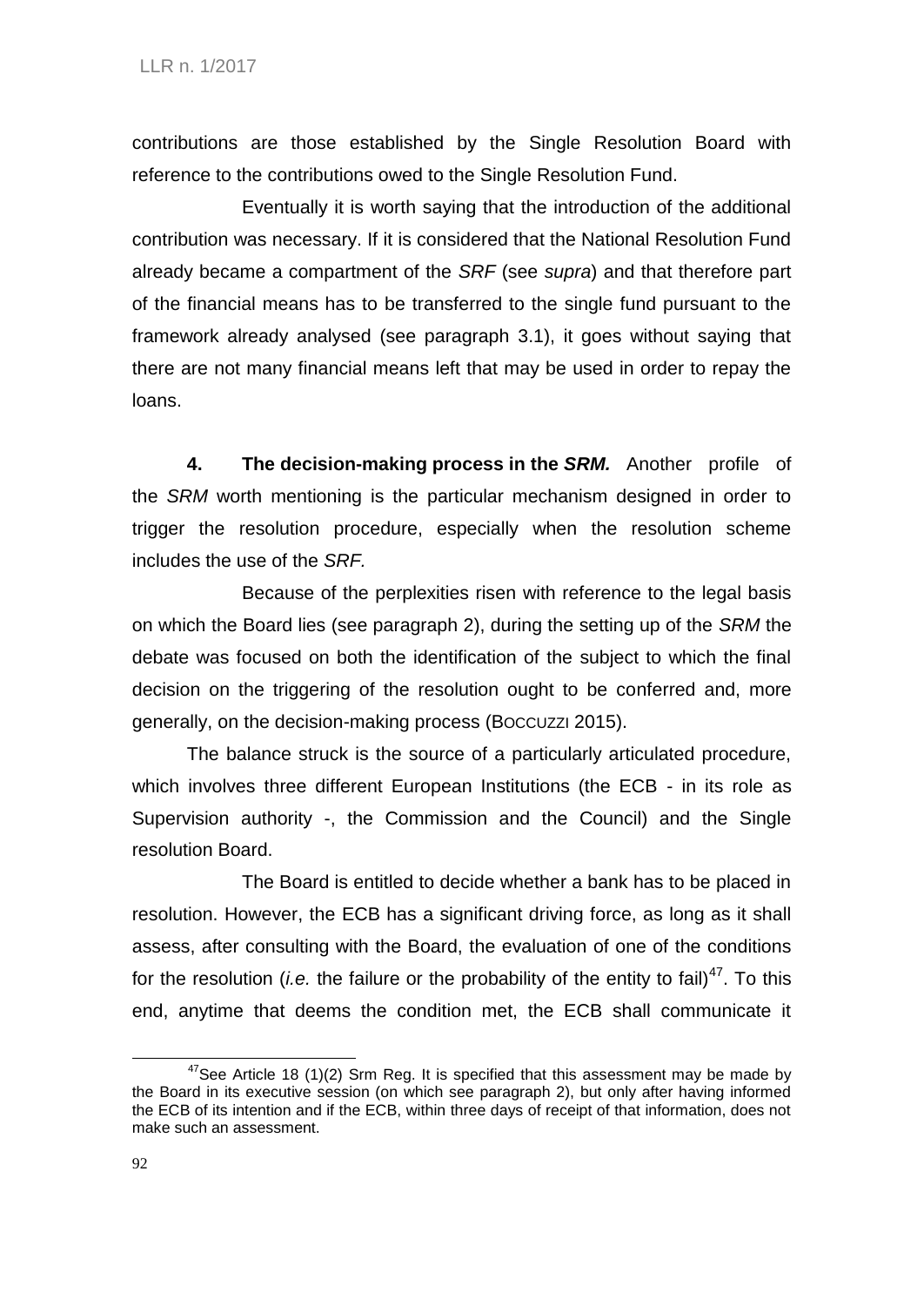contributions are those established by the Single Resolution Board with reference to the contributions owed to the Single Resolution Fund.

Eventually it is worth saying that the introduction of the additional contribution was necessary. If it is considered that the National Resolution Fund already became a compartment of the *SRF* (see *supra*) and that therefore part of the financial means has to be transferred to the single fund pursuant to the framework already analysed (see paragraph 3.1), it goes without saying that there are not many financial means left that may be used in order to repay the loans.

**4. The decision-making process in the *SRM*.** Another profile of the *SRM* worth mentioning is the particular mechanism designed in order to trigger the resolution procedure, especially when the resolution scheme includes the use of the *SRF.*

Because of the perplexities risen with reference to the legal basis on which the Board lies (see paragraph 2), during the setting up of the *SRM* the debate was focused on both the identification of the subject to which the final decision on the triggering of the resolution ought to be conferred and, more generally, on the decision-making process (BOCCUZZI 2015).

The balance struck is the source of a particularly articulated procedure, which involves three different European Institutions (the ECB - in its role as Supervision authority -, the Commission and the Council) and the Single resolution Board.

The Board is entitled to decide whether a bank has to be placed in resolution. However, the ECB has a significant driving force, as long as it shall assess, after consulting with the Board, the evaluation of one of the conditions for the resolution (*i.e.* the failure or the probability of the entity to fail)[47]. To this end, anytime that deems the condition met, the ECB shall communicate it

[47] See Article 18 (1)(2) Srm Reg. It is specified that this assessment may be made by the Board in its executive session (on which see paragraph 2), but only after having informed the ECB of its intention and if the ECB, within three days of receipt of that information, does not make such an assessment.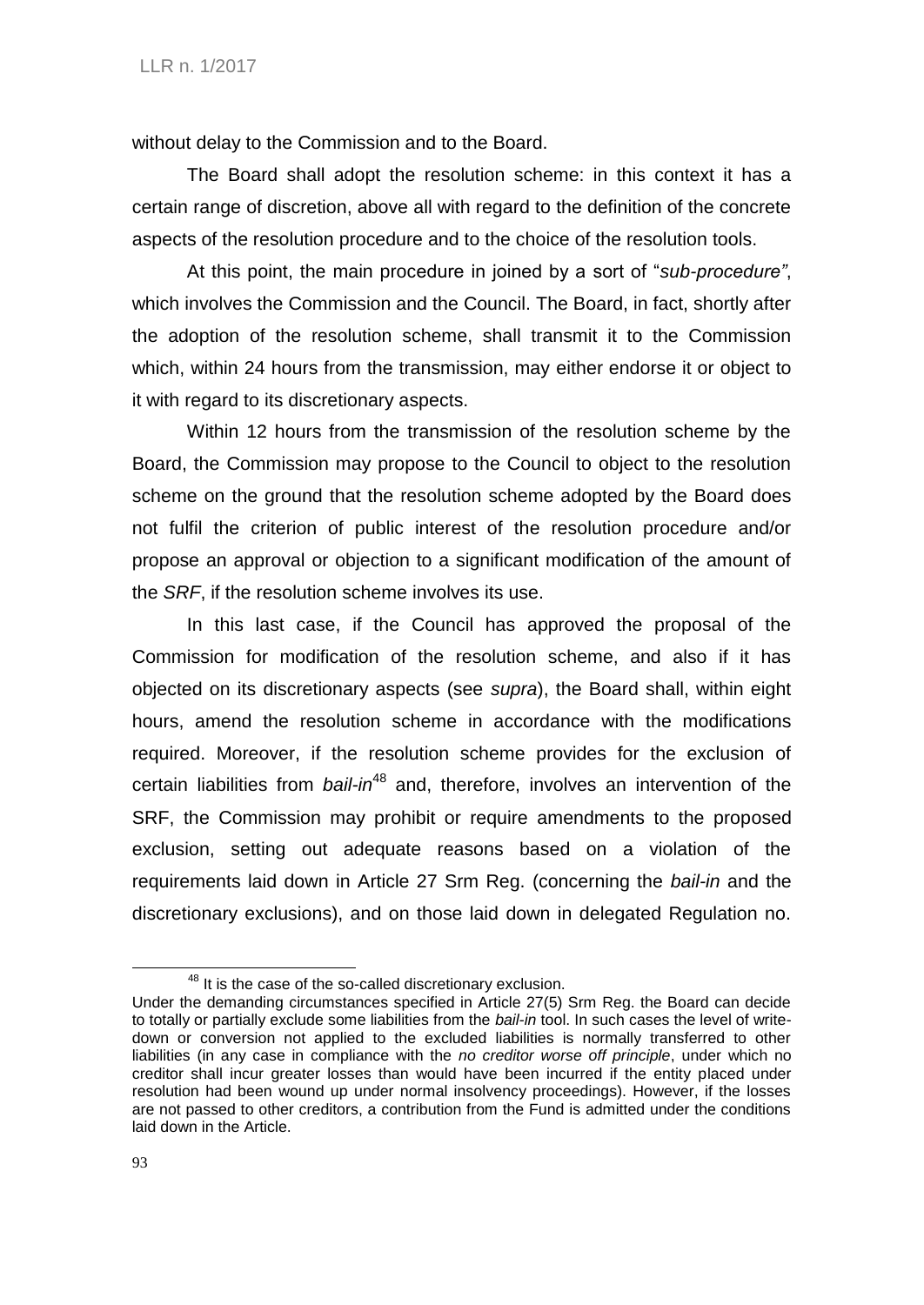without delay to the Commission and to the Board.

The Board shall adopt the resolution scheme: in this context it has a certain range of discretion, above all with regard to the definition of the concrete aspects of the resolution procedure and to the choice of the resolution tools.

At this point, the main procedure in joined by a sort of "*sub-procedure"*, which involves the Commission and the Council. The Board, in fact, shortly after the adoption of the resolution scheme, shall transmit it to the Commission which, within 24 hours from the transmission, may either endorse it or object to it with regard to its discretionary aspects.

Within 12 hours from the transmission of the resolution scheme by the Board, the Commission may propose to the Council to object to the resolution scheme on the ground that the resolution scheme adopted by the Board does not fulfil the criterion of public interest of the resolution procedure and/or propose an approval or objection to a significant modification of the amount of the *SRF*, if the resolution scheme involves its use.

In this last case, if the Council has approved the proposal of the Commission for modification of the resolution scheme, and also if it has objected on its discretionary aspects (see *supra*), the Board shall, within eight hours, amend the resolution scheme in accordance with the modifications required. Moreover, if the resolution scheme provides for the exclusion of certain liabilities from *bail-in*[48] and, therefore, involves an intervention of the SRF, the Commission may prohibit or require amendments to the proposed exclusion, setting out adequate reasons based on a violation of the requirements laid down in Article 27 Srm Reg. (concerning the *bail-in* and the discretionary exclusions), and on those laid down in delegated Regulation no.

---

[48] It is the case of the so-called discretionary exclusion.
Under the demanding circumstances specified in Article 27(5) Srm Reg. the Board can decide to totally or partially exclude some liabilities from the *bail-in* tool. In such cases the level of write-down or conversion not applied to the excluded liabilities is normally transferred to other liabilities (in any case in compliance with the *no creditor worse off principle*, under which no creditor shall incur greater losses than would have been incurred if the entity placed under resolution had been wound up under normal insolvency proceedings). However, if the losses are not passed to other creditors, a contribution from the Fund is admitted under the conditions laid down in the Article.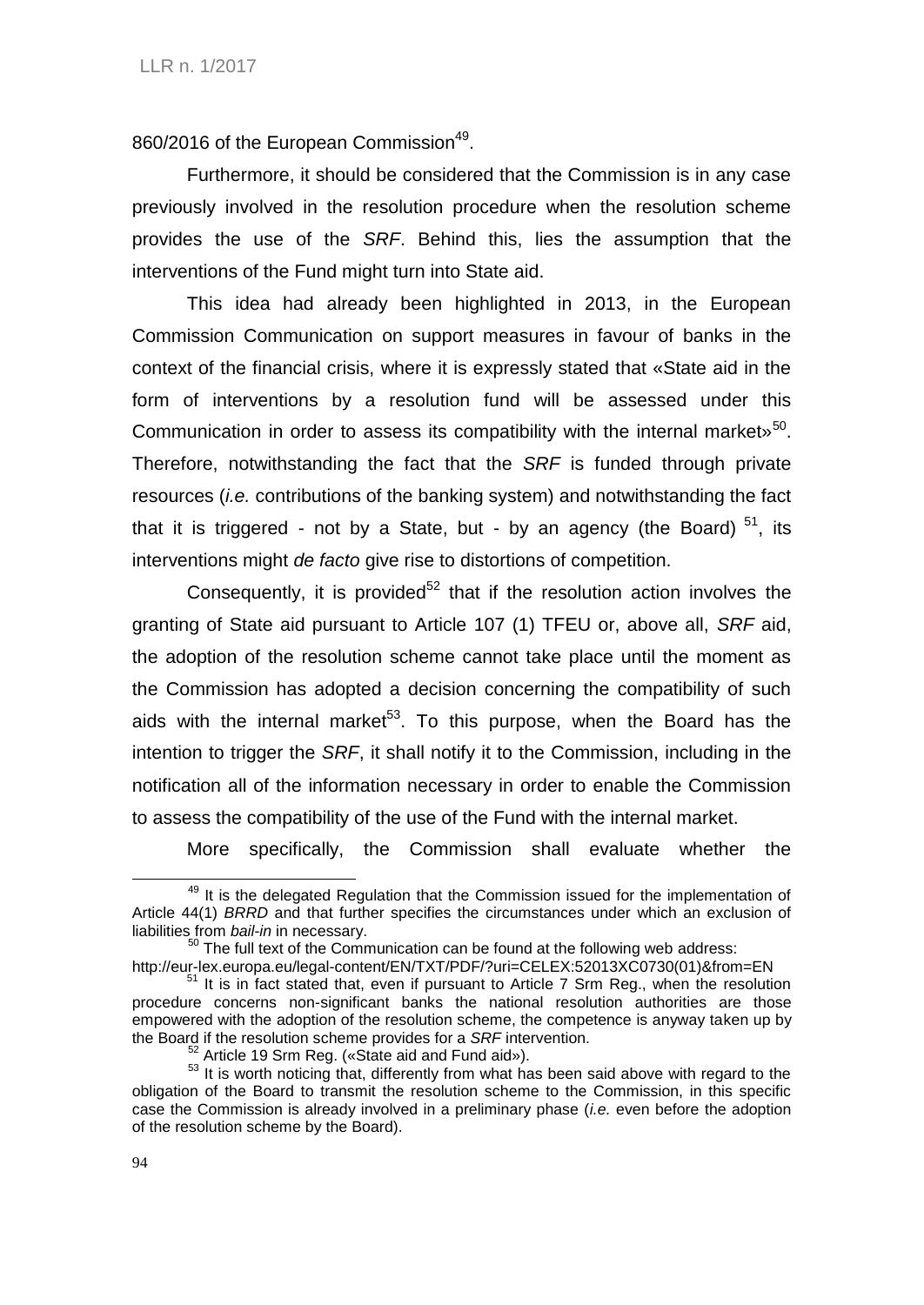860/2016 of the European Commission[49].

Furthermore, it should be considered that the Commission is in any case previously involved in the resolution procedure when the resolution scheme provides the use of the *SRF*. Behind this, lies the assumption that the interventions of the Fund might turn into State aid.

This idea had already been highlighted in 2013, in the European Commission Communication on support measures in favour of banks in the context of the financial crisis, where it is expressly stated that «State aid in the form of interventions by a resolution fund will be assessed under this Communication in order to assess its compatibility with the internal market»[50]. Therefore, notwithstanding the fact that the *SRF* is funded through private resources (*i.e.* contributions of the banking system) and notwithstanding the fact that it is triggered - not by a State, but - by an agency (the Board) [51], its interventions might *de facto* give rise to distortions of competition.

Consequently, it is provided[52] that if the resolution action involves the granting of State aid pursuant to Article 107 (1) TFEU or, above all, *SRF* aid, the adoption of the resolution scheme cannot take place until the moment as the Commission has adopted a decision concerning the compatibility of such aids with the internal market[53]. To this purpose, when the Board has the intention to trigger the *SRF*, it shall notify it to the Commission, including in the notification all of the information necessary in order to enable the Commission to assess the compatibility of the use of the Fund with the internal market.

More specifically, the Commission shall evaluate whether the

---

[49] It is the delegated Regulation that the Commission issued for the implementation of Article 44(1) *BRRD* and that further specifies the circumstances under which an exclusion of liabilities from *bail-in* in necessary.

[50] The full text of the Communication can be found at the following web address: http://eur-lex.europa.eu/legal-content/EN/TXT/PDF/?uri=CELEX:52013XC0730(01)&from=EN

[51] It is in fact stated that, even if pursuant to Article 7 Srm Reg., when the resolution procedure concerns non-significant banks the national resolution authorities are those empowered with the adoption of the resolution scheme, the competence is anyway taken up by the Board if the resolution scheme provides for a *SRF* intervention.

[52] Article 19 Srm Reg. («State aid and Fund aid»).

[53] It is worth noticing that, differently from what has been said above with regard to the obligation of the Board to transmit the resolution scheme to the Commission, in this specific case the Commission is already involved in a preliminary phase (*i.e.* even before the adoption of the resolution scheme by the Board).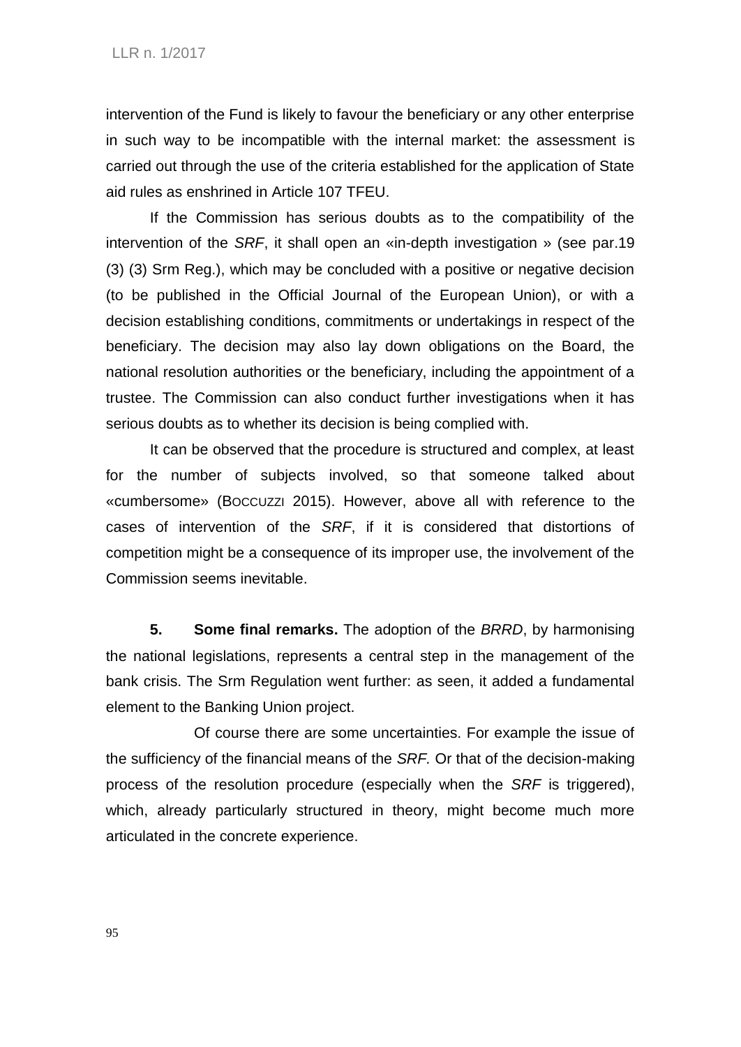intervention of the Fund is likely to favour the beneficiary or any other enterprise in such way to be incompatible with the internal market: the assessment is carried out through the use of the criteria established for the application of State aid rules as enshrined in Article 107 TFEU.

If the Commission has serious doubts as to the compatibility of the intervention of the *SRF*, it shall open an «in-depth investigation » (see par.19 (3) (3) Srm Reg.), which may be concluded with a positive or negative decision (to be published in the Official Journal of the European Union), or with a decision establishing conditions, commitments or undertakings in respect of the beneficiary. The decision may also lay down obligations on the Board, the national resolution authorities or the beneficiary, including the appointment of a trustee. The Commission can also conduct further investigations when it has serious doubts as to whether its decision is being complied with.

It can be observed that the procedure is structured and complex, at least for the number of subjects involved, so that someone talked about «cumbersome» (BOCCUZZI 2015). However, above all with reference to the cases of intervention of the *SRF*, if it is considered that distortions of competition might be a consequence of its improper use, the involvement of the Commission seems inevitable.

**5. Some final remarks.** The adoption of the *BRRD*, by harmonising the national legislations, represents a central step in the management of the bank crisis. The Srm Regulation went further: as seen, it added a fundamental element to the Banking Union project.

Of course there are some uncertainties. For example the issue of the sufficiency of the financial means of the *SRF.* Or that of the decision-making process of the resolution procedure (especially when the *SRF* is triggered), which, already particularly structured in theory, might become much more articulated in the concrete experience.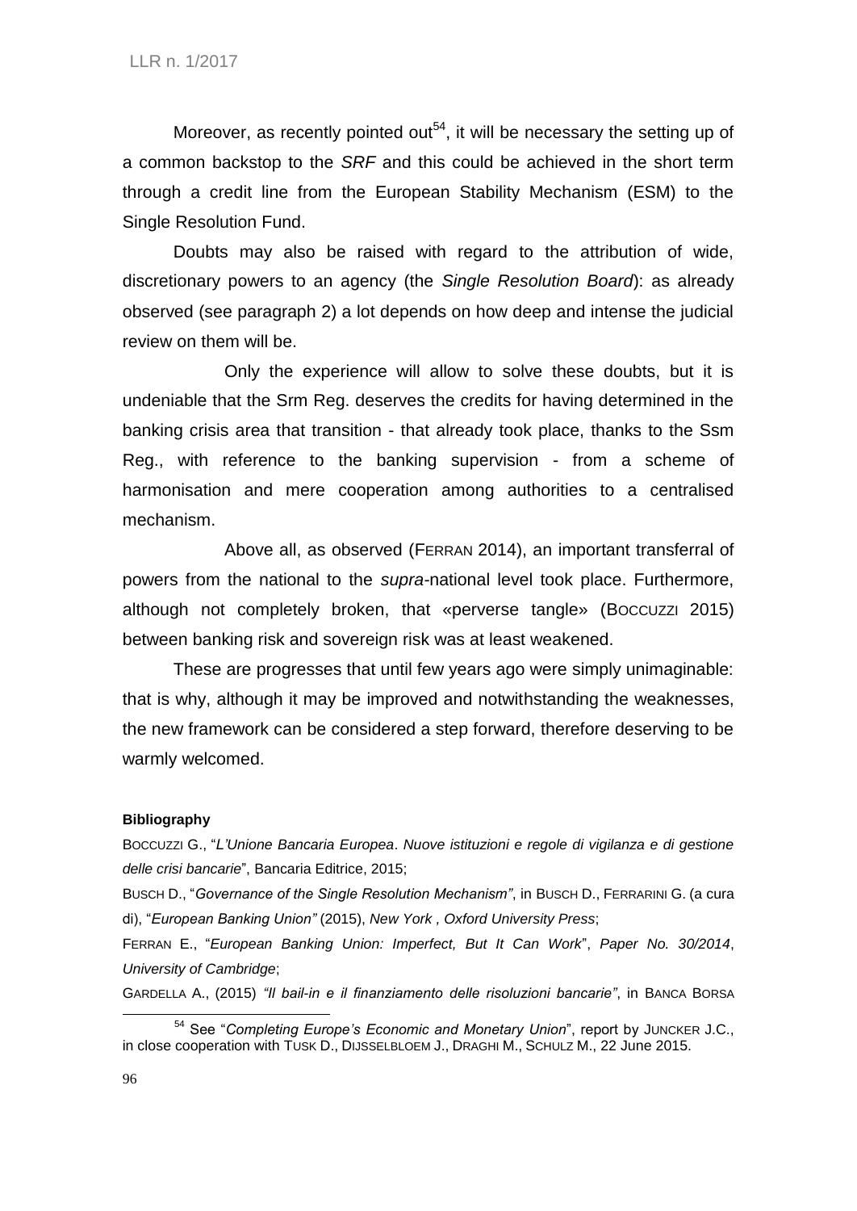Moreover, as recently pointed out[54], it will be necessary the setting up of a common backstop to the *SRF* and this could be achieved in the short term through a credit line from the European Stability Mechanism (ESM) to the Single Resolution Fund.

Doubts may also be raised with regard to the attribution of wide, discretionary powers to an agency (the *Single Resolution Board*): as already observed (see paragraph 2) a lot depends on how deep and intense the judicial review on them will be.

Only the experience will allow to solve these doubts, but it is undeniable that the Srm Reg. deserves the credits for having determined in the banking crisis area that transition - that already took place, thanks to the Ssm Reg., with reference to the banking supervision - from a scheme of harmonisation and mere cooperation among authorities to a centralised mechanism.

Above all, as observed (FERRAN 2014), an important transferral of powers from the national to the *supra*-national level took place. Furthermore, although not completely broken, that «perverse tangle» (BOCCUZZI 2015) between banking risk and sovereign risk was at least weakened.

These are progresses that until few years ago were simply unimaginable: that is why, although it may be improved and notwithstanding the weaknesses, the new framework can be considered a step forward, therefore deserving to be warmly welcomed.

**Bibliography**

BOCCUZZI G., "*L'Unione Bancaria Europea*. *Nuove istituzioni e regole di vigilanza e di gestione delle crisi bancarie*", Bancaria Editrice, 2015;

BUSCH D., "*Governance of the Single Resolution Mechanism"*, in BUSCH D., FERRARINI G. (a cura di), "*European Banking Union"* (2015), *New York , Oxford University Press*;

FERRAN E., "*European Banking Union: Imperfect, But It Can Work*", *Paper No. 30/2014*, *University of Cambridge*;

GARDELLA A., (2015) *"Il bail-in e il finanziamento delle risoluzioni bancarie"*, in BANCA BORSA

[54] See "*Completing Europe's Economic and Monetary Union*", report by JUNCKER J.C., in close cooperation with TUSK D., DIJSSELBLOEM J., DRAGHI M., SCHULZ M., 22 June 2015.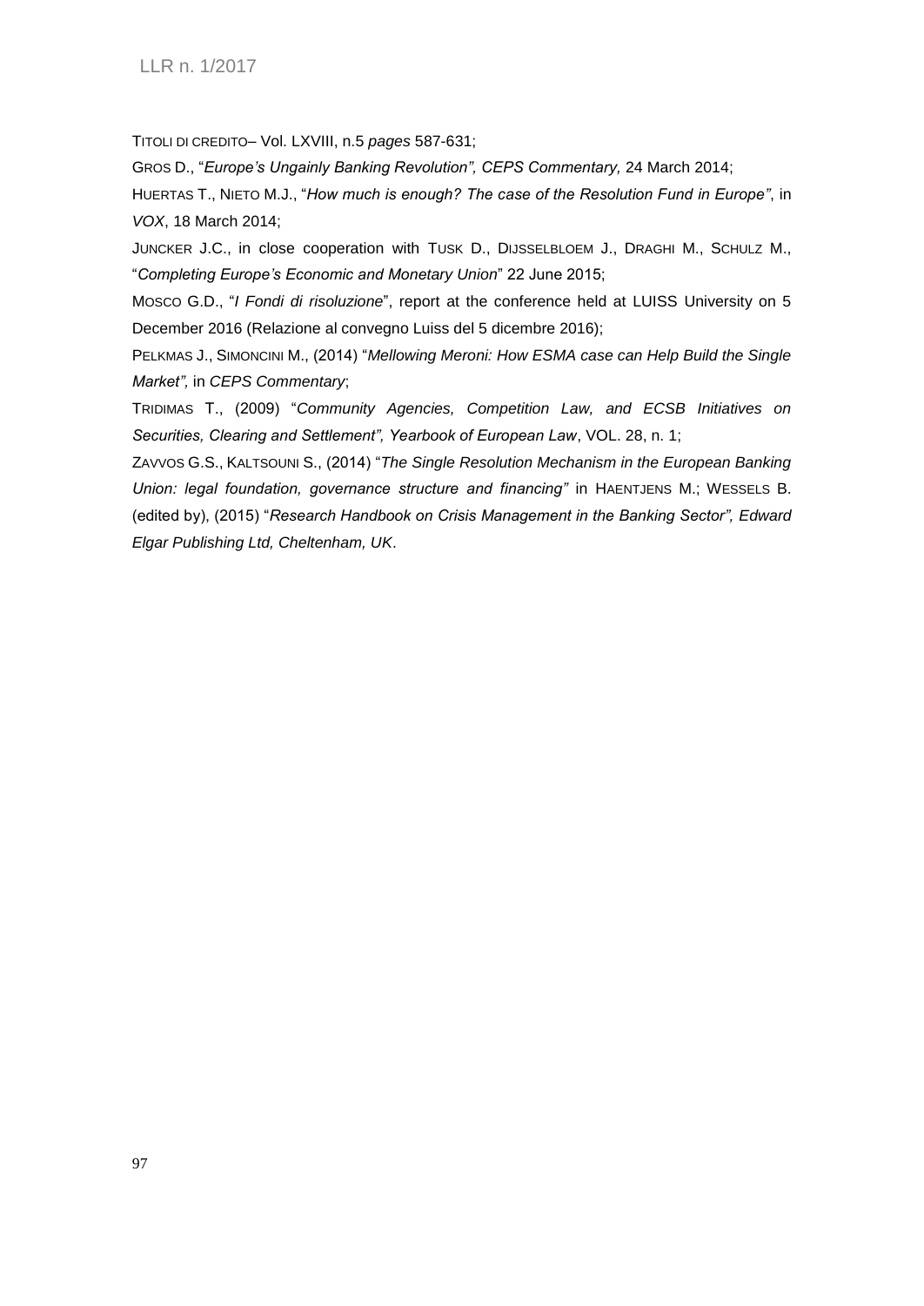TITOLI DI CREDITO– Vol. LXVIII, n.5 *pages* 587-631;

GROS D., "*Europe's Ungainly Banking Revolution", CEPS Commentary,* 24 March 2014;

HUERTAS T., NIETO M.J., "*How much is enough? The case of the Resolution Fund in Europe"*, in *VOX*, 18 March 2014;

JUNCKER J.C., in close cooperation with TUSK D., DIJSSELBLOEM J., DRAGHI M., SCHULZ M., "*Completing Europe's Economic and Monetary Union*" 22 June 2015;

MOSCO G.D., "*I Fondi di risoluzione*", report at the conference held at LUISS University on 5 December 2016 (Relazione al convegno Luiss del 5 dicembre 2016);

PELKMAS J., SIMONCINI M., (2014) "*Mellowing Meroni: How ESMA case can Help Build the Single Market",* in *CEPS Commentary*;

TRIDIMAS T., (2009) "*Community Agencies, Competition Law, and ECSB Initiatives on Securities, Clearing and Settlement", Yearbook of European Law*, VOL. 28, n. 1;

ZAVVOS G.S., KALTSOUNI S., (2014) "*The Single Resolution Mechanism in the European Banking Union: legal foundation, governance structure and financing"* in HAENTJENS M.; WESSELS B. (edited by), (2015) "*Research Handbook on Crisis Management in the Banking Sector", Edward Elgar Publishing Ltd, Cheltenham, UK*.